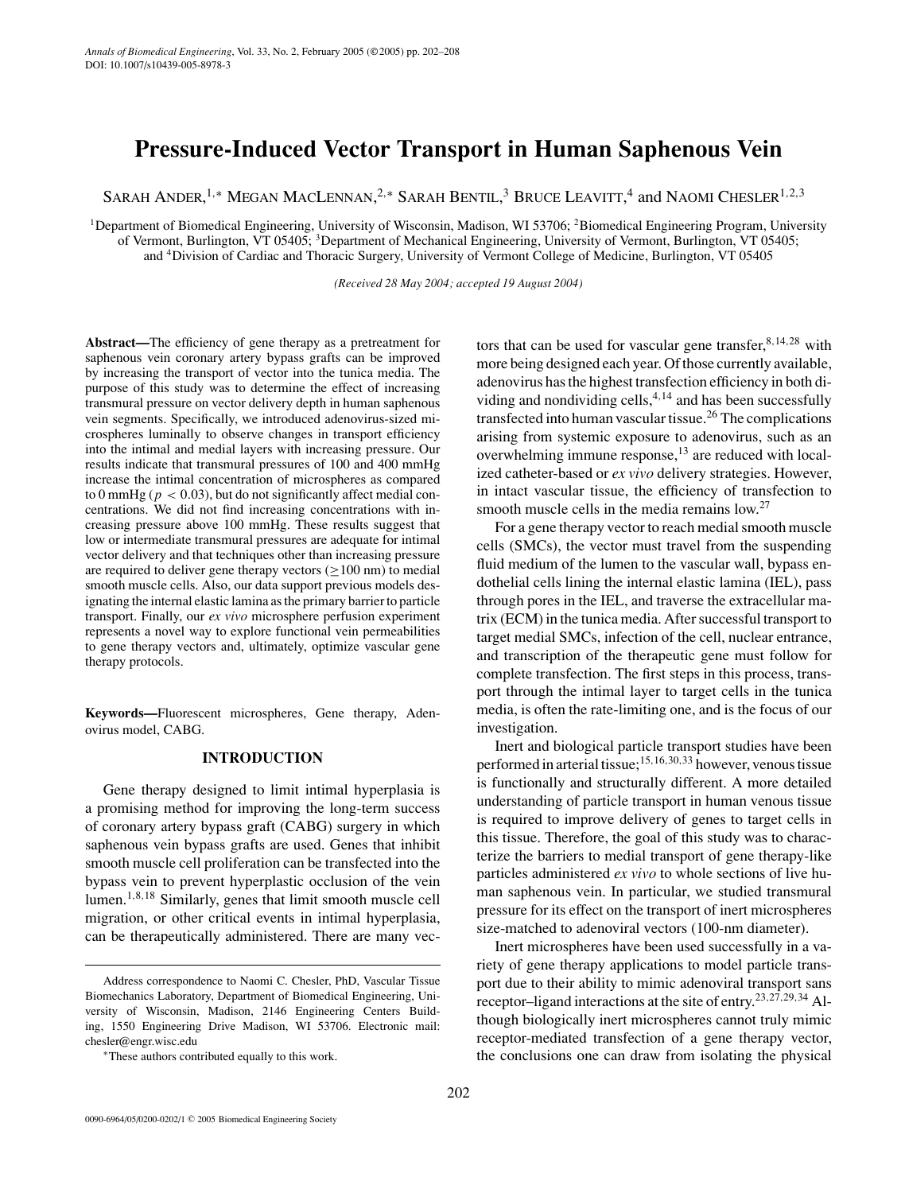// Pressure-Induced Vector Transport in Human Saphenous Vein

Sarah Ander,[1,*] Megan MacLennan,[2,*] Sarah Bentil,[3] Bruce Leavitt,[4] and Naomi Chesler[1,2,3]

[1]Department of Biomedical Engineering, University of Wisconsin, Madison, WI 53706; [2]Biomedical Engineering Program, University of Vermont, Burlington, VT 05405; [3]Department of Mechanical Engineering, University of Vermont, Burlington, VT 05405; and [4]Division of Cardiac and Thoracic Surgery, University of Vermont College of Medicine, Burlington, VT 05405

*(Received 28 May 2004; accepted 19 August 2004)*

**Abstract**—The efficiency of gene therapy as a pretreatment for saphenous vein coronary artery bypass grafts can be improved by increasing the transport of vector into the tunica media. The purpose of this study was to determine the effect of increasing transmural pressure on vector delivery depth in human saphenous vein segments. Specifically, we introduced adenovirus-sized microspheres luminally to observe changes in transport efficiency into the intimal and medial layers with increasing pressure. Our results indicate that transmural pressures of 100 and 400 mmHg increase the intimal concentration of microspheres as compared to 0 mmHg ($p < 0.03$), but do not significantly affect medial concentrations. We did not find increasing concentrations with increasing pressure above 100 mmHg. These results suggest that low or intermediate transmural pressures are adequate for intimal vector delivery and that techniques other than increasing pressure are required to deliver gene therapy vectors ($\geq$100 nm) to medial smooth muscle cells. Also, our data support previous models designating the internal elastic lamina as the primary barrier to particle transport. Finally, our *ex vivo* microsphere perfusion experiment represents a novel way to explore functional vein permeabilities to gene therapy vectors and, ultimately, optimize vascular gene therapy protocols.

**Keywords**—Fluorescent microspheres, Gene therapy, Adenovirus model, CABG.

## INTRODUCTION

Gene therapy designed to limit intimal hyperplasia is a promising method for improving the long-term success of coronary artery bypass graft (CABG) surgery in which saphenous vein bypass grafts are used. Genes that inhibit smooth muscle cell proliferation can be transfected into the bypass vein to prevent hyperplastic occlusion of the vein lumen.[1,8,18] Similarly, genes that limit smooth muscle cell migration, or other critical events in intimal hyperplasia, can be therapeutically administered. There are many vectors that can be used for vascular gene transfer,[8,14,28] with more being designed each year. Of those currently available, adenovirus has the highest transfection efficiency in both dividing and nondividing cells,[4,14] and has been successfully transfected into human vascular tissue.[26] The complications arising from systemic exposure to adenovirus, such as an overwhelming immune response,[13] are reduced with localized catheter-based or *ex vivo* delivery strategies. However, in intact vascular tissue, the efficiency of transfection to smooth muscle cells in the media remains low.[27]

For a gene therapy vector to reach medial smooth muscle cells (SMCs), the vector must travel from the suspending fluid medium of the lumen to the vascular wall, bypass endothelial cells lining the internal elastic lamina (IEL), pass through pores in the IEL, and traverse the extracellular matrix (ECM) in the tunica media. After successful transport to target medial SMCs, infection of the cell, nuclear entrance, and transcription of the therapeutic gene must follow for complete transfection. The first steps in this process, transport through the intimal layer to target cells in the tunica media, is often the rate-limiting one, and is the focus of our investigation.

Inert and biological particle transport studies have been performed in arterial tissue;[15,16,30,33] however, venous tissue is functionally and structurally different. A more detailed understanding of particle transport in human venous tissue is required to improve delivery of genes to target cells in this tissue. Therefore, the goal of this study was to characterize the barriers to medial transport of gene therapy-like particles administered *ex vivo* to whole sections of live human saphenous vein. In particular, we studied transmural pressure for its effect on the transport of inert microspheres size-matched to adenoviral vectors (100-nm diameter).

Inert microspheres have been used successfully in a variety of gene therapy applications to model particle transport due to their ability to mimic adenoviral transport sans receptor–ligand interactions at the site of entry.[23,27,29,34] Although biologically inert microspheres cannot truly mimic receptor-mediated transfection of a gene therapy vector, the conclusions one can draw from isolating the physical

---

Address correspondence to Naomi C. Chesler, PhD, Vascular Tissue Biomechanics Laboratory, Department of Biomedical Engineering, University of Wisconsin, Madison, 2146 Engineering Centers Building, 1550 Engineering Drive Madison, WI 53706. Electronic mail: chesler@engr.wisc.edu

*These authors contributed equally to this work.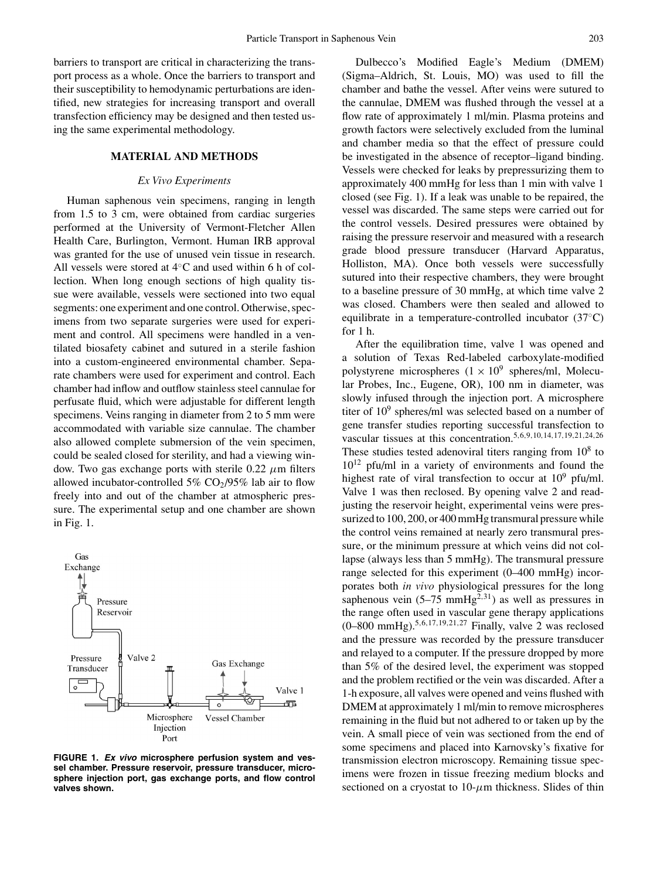barriers to transport are critical in characterizing the transport process as a whole. Once the barriers to transport and their susceptibility to hemodynamic perturbations are identified, new strategies for increasing transport and overall transfection efficiency may be designed and then tested using the same experimental methodology.

## MATERIAL AND METHODS

### *Ex Vivo Experiments*

Human saphenous vein specimens, ranging in length from 1.5 to 3 cm, were obtained from cardiac surgeries performed at the University of Vermont-Fletcher Allen Health Care, Burlington, Vermont. Human IRB approval was granted for the use of unused vein tissue in research. All vessels were stored at 4°C and used within 6 h of collection. When long enough sections of high quality tissue were available, vessels were sectioned into two equal segments: one experiment and one control. Otherwise, specimens from two separate surgeries were used for experiment and control. All specimens were handled in a ventilated biosafety cabinet and sutured in a sterile fashion into a custom-engineered environmental chamber. Separate chambers were used for experiment and control. Each chamber had inflow and outflow stainless steel cannulae for perfusate fluid, which were adjustable for different length specimens. Veins ranging in diameter from 2 to 5 mm were accommodated with variable size cannulae. The chamber also allowed complete submersion of the vein specimen, could be sealed closed for sterility, and had a viewing window. Two gas exchange ports with sterile 0.22 $\mu$m filters allowed incubator-controlled 5% $CO_2$/95% lab air to flow freely into and out of the chamber at atmospheric pressure. The experimental setup and one chamber are shown in Fig. 1.

**FIGURE 1. *Ex vivo* microsphere perfusion system and vessel chamber. Pressure reservoir, pressure transducer, microsphere injection port, gas exchange ports, and flow control valves shown.**

Dulbecco's Modified Eagle's Medium (DMEM) (Sigma–Aldrich, St. Louis, MO) was used to fill the chamber and bathe the vessel. After veins were sutured to the cannulae, DMEM was flushed through the vessel at a flow rate of approximately 1 ml/min. Plasma proteins and growth factors were selectively excluded from the luminal and chamber media so that the effect of pressure could be investigated in the absence of receptor–ligand binding. Vessels were checked for leaks by prepressurizing them to approximately 400 mmHg for less than 1 min with valve 1 closed (see Fig. 1). If a leak was unable to be repaired, the vessel was discarded. The same steps were carried out for the control vessels. Desired pressures were obtained by raising the pressure reservoir and measured with a research grade blood pressure transducer (Harvard Apparatus, Holliston, MA). Once both vessels were successfully sutured into their respective chambers, they were brought to a baseline pressure of 30 mmHg, at which time valve 2 was closed. Chambers were then sealed and allowed to equilibrate in a temperature-controlled incubator (37°C) for 1 h.

After the equilibration time, valve 1 was opened and a solution of Texas Red-labeled carboxylate-modified polystyrene microspheres ($1 \times 10^9$ spheres/ml, Molecular Probes, Inc., Eugene, OR), 100 nm in diameter, was slowly infused through the injection port. A microsphere titer of $10^9$ spheres/ml was selected based on a number of gene transfer studies reporting successful transfection to vascular tissues at this concentration.[5,6,9,10,14,17,19,21,24,26] These studies tested adenoviral titers ranging from $10^8$ to $10^{12}$ pfu/ml in a variety of environments and found the highest rate of viral transfection to occur at $10^9$ pfu/ml. Valve 1 was then reclosed. By opening valve 2 and readjusting the reservoir height, experimental veins were pressurized to 100, 200, or 400 mmHg transmural pressure while the control veins remained at nearly zero transmural pressure, or the minimum pressure at which veins did not collapse (always less than 5 mmHg). The transmural pressure range selected for this experiment (0–400 mmHg) incorporates both *in vivo* physiological pressures for the long saphenous vein (5–75 mmHg[2,31]) as well as pressures in the range often used in vascular gene therapy applications (0–800 mmHg).[5,6,17,19,21,27] Finally, valve 2 was reclosed and the pressure was recorded by the pressure transducer and relayed to a computer. If the pressure dropped by more than 5% of the desired level, the experiment was stopped and the problem rectified or the vein was discarded. After a 1-h exposure, all valves were opened and veins flushed with DMEM at approximately 1 ml/min to remove microspheres remaining in the fluid but not adhered to or taken up by the vein. A small piece of vein was sectioned from the end of some specimens and placed into Karnovsky's fixative for transmission electron microscopy. Remaining tissue specimens were frozen in tissue freezing medium blocks and sectioned on a cryostat to 10-$\mu$m thickness. Slides of thin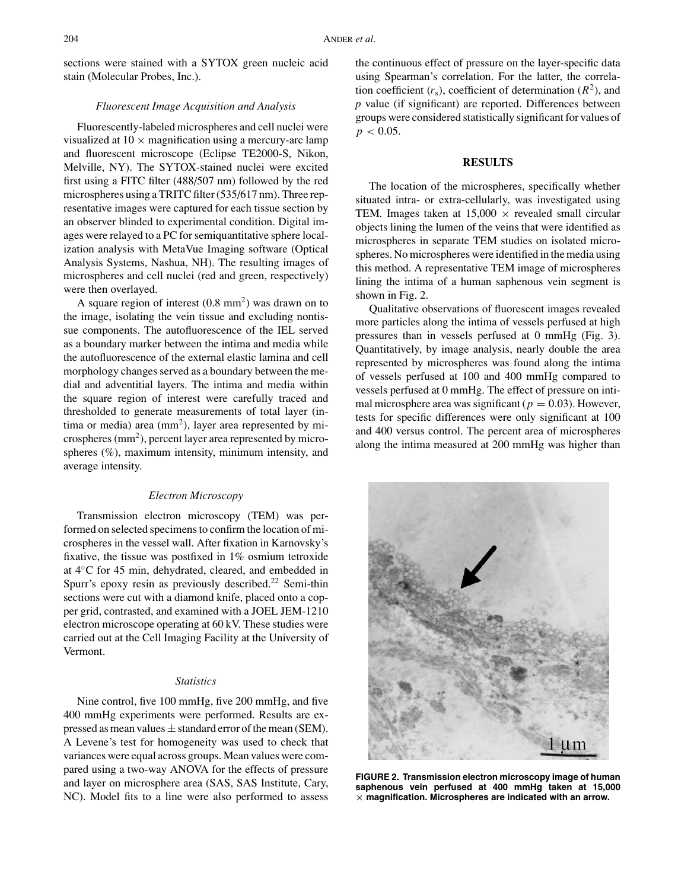sections were stained with a SYTOX green nucleic acid stain (Molecular Probes, Inc.).

### *Fluorescent Image Acquisition and Analysis*

Fluorescently-labeled microspheres and cell nuclei were visualized at $10\times$ magnification using a mercury-arc lamp and fluorescent microscope (Eclipse TE2000-S, Nikon, Melville, NY). The SYTOX-stained nuclei were excited first using a FITC filter (488/507 nm) followed by the red microspheres using a TRITC filter (535/617 nm). Three representative images were captured for each tissue section by an observer blinded to experimental condition. Digital images were relayed to a PC for semiquantitative sphere localization analysis with MetaVue Imaging software (Optical Analysis Systems, Nashua, NH). The resulting images of microspheres and cell nuclei (red and green, respectively) were then overlayed.

A square region of interest ($0.8\ \text{mm}^2$) was drawn on to the image, isolating the vein tissue and excluding nontissue components. The autofluorescence of the IEL served as a boundary marker between the intima and media while the autofluorescence of the external elastic lamina and cell morphology changes served as a boundary between the medial and adventitial layers. The intima and media within the square region of interest were carefully traced and thresholded to generate measurements of total layer (intima or media) area ($\text{mm}^2$), layer area represented by microspheres ($\text{mm}^2$), percent layer area represented by microspheres (%), maximum intensity, minimum intensity, and average intensity.

### *Electron Microscopy*

Transmission electron microscopy (TEM) was performed on selected specimens to confirm the location of microspheres in the vessel wall. After fixation in Karnovsky's fixative, the tissue was postfixed in 1% osmium tetroxide at 4°C for 45 min, dehydrated, cleared, and embedded in Spurr's epoxy resin as previously described.[22] Semi-thin sections were cut with a diamond knife, placed onto a copper grid, contrasted, and examined with a JOEL JEM-1210 electron microscope operating at 60 kV. These studies were carried out at the Cell Imaging Facility at the University of Vermont.

### *Statistics*

Nine control, five 100 mmHg, five 200 mmHg, and five 400 mmHg experiments were performed. Results are expressed as mean values ± standard error of the mean (SEM). A Levene's test for homogeneity was used to check that variances were equal across groups. Mean values were compared using a two-way ANOVA for the effects of pressure and layer on microsphere area (SAS, SAS Institute, Cary, NC). Model fits to a line were also performed to assess the continuous effect of pressure on the layer-specific data using Spearman's correlation. For the latter, the correlation coefficient ($r_s$), coefficient of determination ($R^2$), and $p$ value (if significant) are reported. Differences between groups were considered statistically significant for values of $p < 0.05$.

## RESULTS

The location of the microspheres, specifically whether situated intra- or extra-cellularly, was investigated using TEM. Images taken at $15{,}000\times$ revealed small circular objects lining the lumen of the veins that were identified as microspheres in separate TEM studies on isolated microspheres. No microspheres were identified in the media using this method. A representative TEM image of microspheres lining the intima of a human saphenous vein segment is shown in Fig. 2.

Qualitative observations of fluorescent images revealed more particles along the intima of vessels perfused at high pressures than in vessels perfused at 0 mmHg (Fig. 3). Quantitatively, by image analysis, nearly double the area represented by microspheres was found along the intima of vessels perfused at 100 and 400 mmHg compared to vessels perfused at 0 mmHg. The effect of pressure on intimal microsphere area was significant ($p = 0.03$). However, tests for specific differences were only significant at 100 and 400 versus control. The percent area of microspheres along the intima measured at 200 mmHg was higher than

**FIGURE 2. Transmission electron microscopy image of human saphenous vein perfused at 400 mmHg taken at 15,000 × magnification. Microspheres are indicated with an arrow.**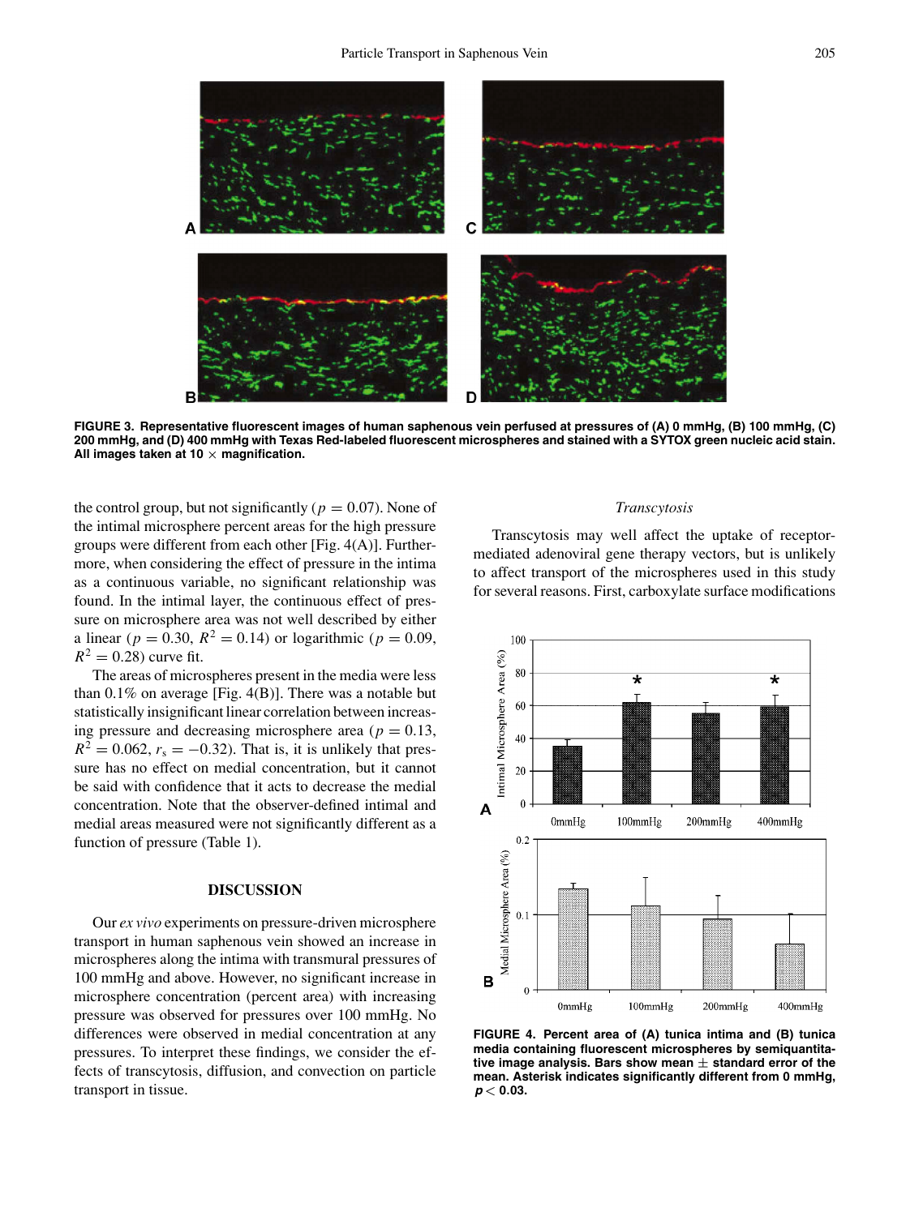FIGURE 3. Representative fluorescent images of human saphenous vein perfused at pressures of (A) 0 mmHg, (B) 100 mmHg, (C) 200 mmHg, and (D) 400 mmHg with Texas Red-labeled fluorescent microspheres and stained with a SYTOX green nucleic acid stain. All images taken at 10 × magnification.

the control group, but not significantly ($p = 0.07$). None of the intimal microsphere percent areas for the high pressure groups were different from each other [Fig. 4(A)]. Furthermore, when considering the effect of pressure in the intima as a continuous variable, no significant relationship was found. In the intimal layer, the continuous effect of pressure on microsphere area was not well described by either a linear ($p = 0.30$, $R^2 = 0.14$) or logarithmic ($p = 0.09$, $R^2 = 0.28$) curve fit.

The areas of microspheres present in the media were less than 0.1% on average [Fig. 4(B)]. There was a notable but statistically insignificant linear correlation between increasing pressure and decreasing microsphere area ($p = 0.13$, $R^2 = 0.062$, $r_s = -0.32$). That is, it is unlikely that pressure has no effect on medial concentration, but it cannot be said with confidence that it acts to decrease the medial concentration. Note that the observer-defined intimal and medial areas measured were not significantly different as a function of pressure (Table 1).

## DISCUSSION

Our *ex vivo* experiments on pressure-driven microsphere transport in human saphenous vein showed an increase in microspheres along the intima with transmural pressures of 100 mmHg and above. However, no significant increase in microsphere concentration (percent area) with increasing pressure was observed for pressures over 100 mmHg. No differences were observed in medial concentration at any pressures. To interpret these findings, we consider the effects of transcytosis, diffusion, and convection on particle transport in tissue.

### *Transcytosis*

Transcytosis may well affect the uptake of receptor-mediated adenoviral gene therapy vectors, but is unlikely to affect transport of the microspheres used in this study for several reasons. First, carboxylate surface modifications

FIGURE 4. Percent area of (A) tunica intima and (B) tunica media containing fluorescent microspheres by semiquantitative image analysis. Bars show mean ± standard error of the mean. Asterisk indicates significantly different from 0 mmHg, $p < 0.03$.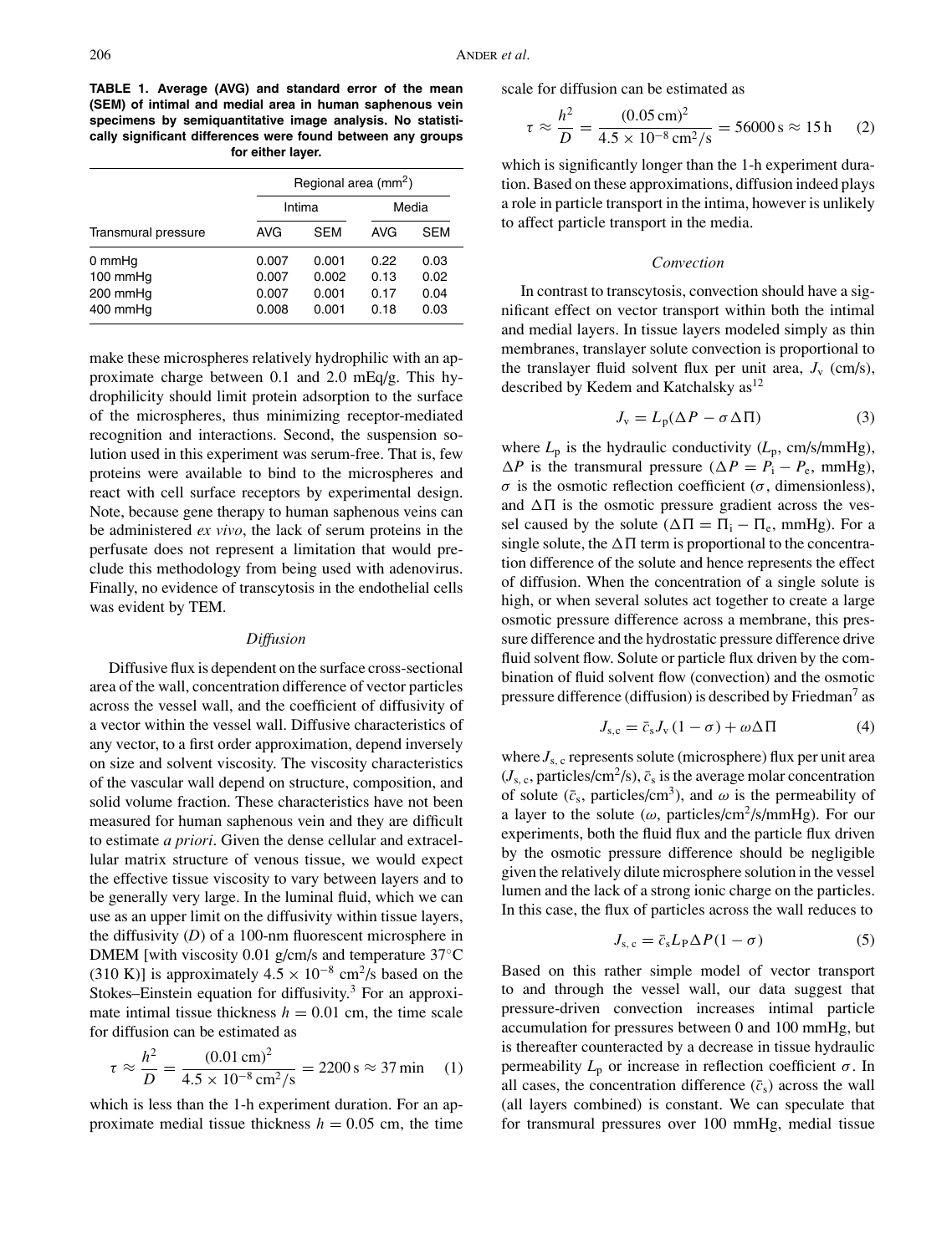**TABLE 1. Average (AVG) and standard error of the mean (SEM) of intimal and medial area in human saphenous vein specimens by semiquantitative image analysis. No statistically significant differences were found between any groups for either layer.**

| | Regional area ($mm^2$) | | | |
|---|---|---|---|---|
| | Intima | | Media | |
| Transmural pressure | AVG | SEM | AVG | SEM |
| 0 mmHg | 0.007 | 0.001 | 0.22 | 0.03 |
| 100 mmHg | 0.007 | 0.002 | 0.13 | 0.02 |
| 200 mmHg | 0.007 | 0.001 | 0.17 | 0.04 |
| 400 mmHg | 0.008 | 0.001 | 0.18 | 0.03 |

make these microspheres relatively hydrophilic with an approximate charge between 0.1 and 2.0 mEq/g. This hydrophilicity should limit protein adsorption to the surface of the microspheres, thus minimizing receptor-mediated recognition and interactions. Second, the suspension solution used in this experiment was serum-free. That is, few proteins were available to bind to the microspheres and react with cell surface receptors by experimental design. Note, because gene therapy to human saphenous veins can be administered *ex vivo*, the lack of serum proteins in the perfusate does not represent a limitation that would preclude this methodology from being used with adenovirus. Finally, no evidence of transcytosis in the endothelial cells was evident by TEM.

### *Diffusion*

Diffusive flux is dependent on the surface cross-sectional area of the wall, concentration difference of vector particles across the vessel wall, and the coefficient of diffusivity of a vector within the vessel wall. Diffusive characteristics of any vector, to a first order approximation, depend inversely on size and solvent viscosity. The viscosity characteristics of the vascular wall depend on structure, composition, and solid volume fraction. These characteristics have not been measured for human saphenous vein and they are difficult to estimate *a priori*. Given the dense cellular and extracellular matrix structure of venous tissue, we would expect the effective tissue viscosity to vary between layers and to be generally very large. In the luminal fluid, which we can use as an upper limit on the diffusivity within tissue layers, the diffusivity ($D$) of a 100-nm fluorescent microsphere in DMEM [with viscosity 0.01 g/cm/s and temperature 37°C (310 K)] is approximately $4.5 \times 10^{-8}$ cm$^2$/s based on the Stokes–Einstein equation for diffusivity.[3] For an approximate intimal tissue thickness $h = 0.01$ cm, the time scale for diffusion can be estimated as

$$\tau \approx \frac{h^2}{D} = \frac{(0.01\,\text{cm})^2}{4.5 \times 10^{-8}\,\text{cm}^2/\text{s}} = 2200\,\text{s} \approx 37\,\text{min} \qquad (1)$$

which is less than the 1-h experiment duration. For an approximate medial tissue thickness $h = 0.05$ cm, the time scale for diffusion can be estimated as

$$\tau \approx \frac{h^2}{D} = \frac{(0.05\,\text{cm})^2}{4.5 \times 10^{-8}\,\text{cm}^2/\text{s}} = 56000\,\text{s} \approx 15\,\text{h} \qquad (2)$$

which is significantly longer than the 1-h experiment duration. Based on these approximations, diffusion indeed plays a role in particle transport in the intima, however is unlikely to affect particle transport in the media.

### *Convection*

In contrast to transcytosis, convection should have a significant effect on vector transport within both the intimal and medial layers. In tissue layers modeled simply as thin membranes, translayer solute convection is proportional to the translayer fluid solvent flux per unit area, $J_v$ (cm/s), described by Kedem and Katchalsky as[12]

$$J_v = L_p(\Delta P - \sigma \Delta \Pi) \qquad (3)$$

where $L_p$ is the hydraulic conductivity ($L_p$, cm/s/mmHg), $\Delta P$ is the transmural pressure ($\Delta P = P_i - P_e$, mmHg), $\sigma$ is the osmotic reflection coefficient ($\sigma$, dimensionless), and $\Delta\Pi$ is the osmotic pressure gradient across the vessel caused by the solute ($\Delta\Pi = \Pi_i - \Pi_e$, mmHg). For a single solute, the $\Delta\Pi$ term is proportional to the concentration difference of the solute and hence represents the effect of diffusion. When the concentration of a single solute is high, or when several solutes act together to create a large osmotic pressure difference across a membrane, this pressure difference and the hydrostatic pressure difference drive fluid solvent flow. Solute or particle flux driven by the combination of fluid solvent flow (convection) and the osmotic pressure difference (diffusion) is described by Friedman[7] as

$$J_{s,c} = \bar{c}_s J_v (1 - \sigma) + \omega \Delta\Pi \qquad (4)$$

where $J_{s,c}$ represents solute (microsphere) flux per unit area ($J_{s,c}$, particles/cm$^2$/s), $\bar{c}_s$ is the average molar concentration of solute ($\bar{c}_s$, particles/cm$^3$), and $\omega$ is the permeability of a layer to the solute ($\omega$, particles/cm$^2$/s/mmHg). For our experiments, both the fluid flux and the particle flux driven by the osmotic pressure difference should be negligible given the relatively dilute microsphere solution in the vessel lumen and the lack of a strong ionic charge on the particles. In this case, the flux of particles across the wall reduces to

$$J_{s,c} = \bar{c}_s L_P \Delta P (1 - \sigma) \qquad (5)$$

Based on this rather simple model of vector transport to and through the vessel wall, our data suggest that pressure-driven convection increases intimal particle accumulation for pressures between 0 and 100 mmHg, but is thereafter counteracted by a decrease in tissue hydraulic permeability $L_p$ or increase in reflection coefficient $\sigma$. In all cases, the concentration difference ($\bar{c}_s$) across the wall (all layers combined) is constant. We can speculate that for transmural pressures over 100 mmHg, medial tissue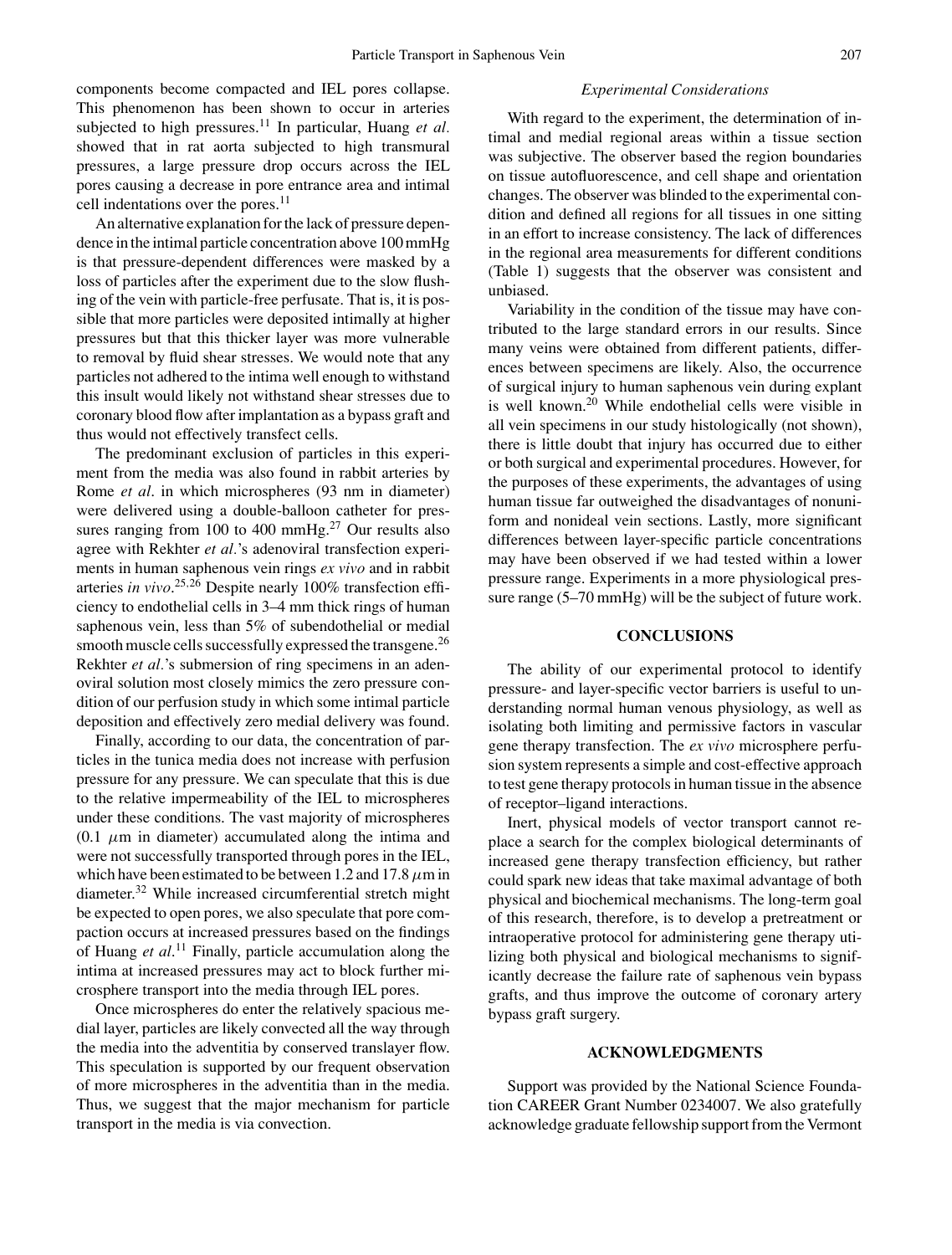components become compacted and IEL pores collapse. This phenomenon has been shown to occur in arteries subjected to high pressures.[11] In particular, Huang *et al.* showed that in rat aorta subjected to high transmural pressures, a large pressure drop occurs across the IEL pores causing a decrease in pore entrance area and intimal cell indentations over the pores.[11]

An alternative explanation for the lack of pressure dependence in the intimal particle concentration above 100 mmHg is that pressure-dependent differences were masked by a loss of particles after the experiment due to the slow flushing of the vein with particle-free perfusate. That is, it is possible that more particles were deposited intimally at higher pressures but that this thicker layer was more vulnerable to removal by fluid shear stresses. We would note that any particles not adhered to the intima well enough to withstand this insult would likely not withstand shear stresses due to coronary blood flow after implantation as a bypass graft and thus would not effectively transfect cells.

The predominant exclusion of particles in this experiment from the media was also found in rabbit arteries by Rome *et al*. in which microspheres (93 nm in diameter) were delivered using a double-balloon catheter for pressures ranging from 100 to 400 mmHg.[27] Our results also agree with Rekhter *et al*.'s adenoviral transfection experiments in human saphenous vein rings *ex vivo* and in rabbit arteries *in vivo*.[25,26] Despite nearly 100% transfection efficiency to endothelial cells in 3–4 mm thick rings of human saphenous vein, less than 5% of subendothelial or medial smooth muscle cells successfully expressed the transgene.[26] Rekhter *et al*.'s submersion of ring specimens in an adenoviral solution most closely mimics the zero pressure condition of our perfusion study in which some intimal particle deposition and effectively zero medial delivery was found.

Finally, according to our data, the concentration of particles in the tunica media does not increase with perfusion pressure for any pressure. We can speculate that this is due to the relative impermeability of the IEL to microspheres under these conditions. The vast majority of microspheres (0.1 $\mu$m in diameter) accumulated along the intima and were not successfully transported through pores in the IEL, which have been estimated to be between 1.2 and 17.8 $\mu$m in diameter.[32] While increased circumferential stretch might be expected to open pores, we also speculate that pore compaction occurs at increased pressures based on the findings of Huang *et al*.[11] Finally, particle accumulation along the intima at increased pressures may act to block further microsphere transport into the media through IEL pores.

Once microspheres do enter the relatively spacious medial layer, particles are likely convected all the way through the media into the adventitia by conserved translayer flow. This speculation is supported by our frequent observation of more microspheres in the adventitia than in the media. Thus, we suggest that the major mechanism for particle transport in the media is via convection.

### *Experimental Considerations*

With regard to the experiment, the determination of intimal and medial regional areas within a tissue section was subjective. The observer based the region boundaries on tissue autofluorescence, and cell shape and orientation changes. The observer was blinded to the experimental condition and defined all regions for all tissues in one sitting in an effort to increase consistency. The lack of differences in the regional area measurements for different conditions (Table 1) suggests that the observer was consistent and unbiased.

Variability in the condition of the tissue may have contributed to the large standard errors in our results. Since many veins were obtained from different patients, differences between specimens are likely. Also, the occurrence of surgical injury to human saphenous vein during explant is well known.[20] While endothelial cells were visible in all vein specimens in our study histologically (not shown), there is little doubt that injury has occurred due to either or both surgical and experimental procedures. However, for the purposes of these experiments, the advantages of using human tissue far outweighed the disadvantages of nonuniform and nonideal vein sections. Lastly, more significant differences between layer-specific particle concentrations may have been observed if we had tested within a lower pressure range. Experiments in a more physiological pressure range (5–70 mmHg) will be the subject of future work.

## CONCLUSIONS

The ability of our experimental protocol to identify pressure- and layer-specific vector barriers is useful to understanding normal human venous physiology, as well as isolating both limiting and permissive factors in vascular gene therapy transfection. The *ex vivo* microsphere perfusion system represents a simple and cost-effective approach to test gene therapy protocols in human tissue in the absence of receptor–ligand interactions.

Inert, physical models of vector transport cannot replace a search for the complex biological determinants of increased gene therapy transfection efficiency, but rather could spark new ideas that take maximal advantage of both physical and biochemical mechanisms. The long-term goal of this research, therefore, is to develop a pretreatment or intraoperative protocol for administering gene therapy utilizing both physical and biological mechanisms to significantly decrease the failure rate of saphenous vein bypass grafts, and thus improve the outcome of coronary artery bypass graft surgery.

## ACKNOWLEDGMENTS

Support was provided by the National Science Foundation CAREER Grant Number 0234007. We also gratefully acknowledge graduate fellowship support from the Vermont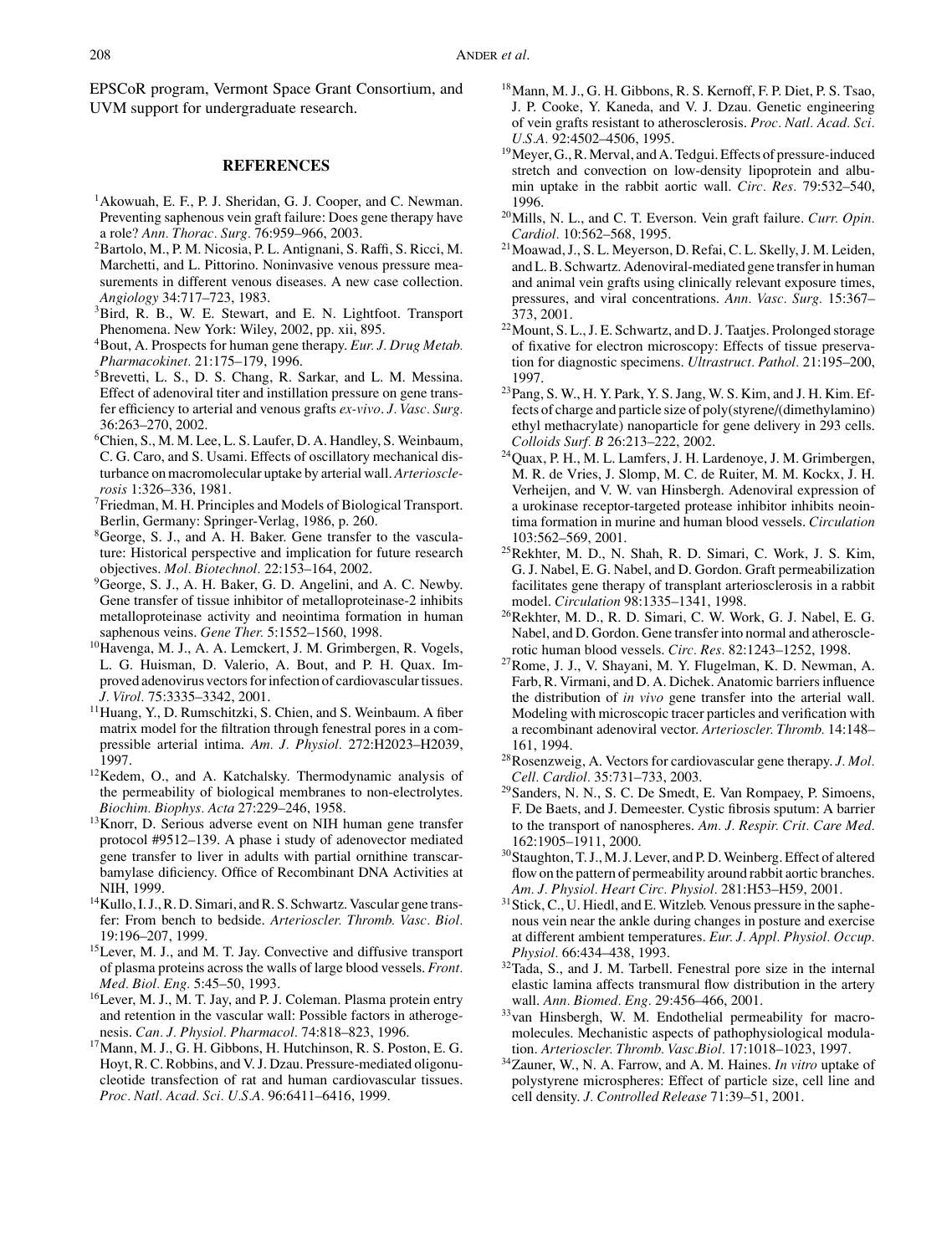EPSCoR program, Vermont Space Grant Consortium, and UVM support for undergraduate research.

## REFERENCES

[1]Akowuah, E. F., P. J. Sheridan, G. J. Cooper, and C. Newman. Preventing saphenous vein graft failure: Does gene therapy have a role? *Ann. Thorac. Surg.* 76:959–966, 2003.

[2]Bartolo, M., P. M. Nicosia, P. L. Antignani, S. Raffi, S. Ricci, M. Marchetti, and L. Pittorino. Noninvasive venous pressure measurements in different venous diseases. A new case collection. *Angiology* 34:717–723, 1983.

[3]Bird, R. B., W. E. Stewart, and E. N. Lightfoot. Transport Phenomena. New York: Wiley, 2002, pp. xii, 895.

[4]Bout, A. Prospects for human gene therapy. *Eur. J. Drug Metab. Pharmacokinet.* 21:175–179, 1996.

[5]Brevetti, L. S., D. S. Chang, R. Sarkar, and L. M. Messina. Effect of adenoviral titer and instillation pressure on gene transfer efficiency to arterial and venous grafts *ex-vivo*. *J. Vasc. Surg.* 36:263–270, 2002.

[6]Chien, S., M. M. Lee, L. S. Laufer, D. A. Handley, S. Weinbaum, C. G. Caro, and S. Usami. Effects of oscillatory mechanical disturbance on macromolecular uptake by arterial wall. *Arteriosclerosis* 1:326–336, 1981.

[7]Friedman, M. H. Principles and Models of Biological Transport. Berlin, Germany: Springer-Verlag, 1986, p. 260.

[8]George, S. J., and A. H. Baker. Gene transfer to the vasculature: Historical perspective and implication for future research objectives. *Mol. Biotechnol.* 22:153–164, 2002.

[9]George, S. J., A. H. Baker, G. D. Angelini, and A. C. Newby. Gene transfer of tissue inhibitor of metalloproteinase-2 inhibits metalloproteinase activity and neointima formation in human saphenous veins. *Gene Ther.* 5:1552–1560, 1998.

[10]Havenga, M. J., A. A. Lemckert, J. M. Grimbergen, R. Vogels, L. G. Huisman, D. Valerio, A. Bout, and P. H. Quax. Improved adenovirus vectors for infection of cardiovascular tissues. *J. Virol.* 75:3335–3342, 2001.

[11]Huang, Y., D. Rumschitzki, S. Chien, and S. Weinbaum. A fiber matrix model for the filtration through fenestral pores in a compressible arterial intima. *Am. J. Physiol.* 272:H2023–H2039, 1997.

[12]Kedem, O., and A. Katchalsky. Thermodynamic analysis of the permeability of biological membranes to non-electrolytes. *Biochim. Biophys. Acta* 27:229–246, 1958.

[13]Knorr, D. Serious adverse event on NIH human gene transfer protocol #9512–139. A phase i study of adenovector mediated gene transfer to liver in adults with partial ornithine transcarbamylase dificiency. Office of Recombinant DNA Activities at NIH, 1999.

[14]Kullo, I. J., R. D. Simari, and R. S. Schwartz. Vascular gene transfer: From bench to bedside. *Arterioscler. Thromb. Vasc. Biol.* 19:196–207, 1999.

[15]Lever, M. J., and M. T. Jay. Convective and diffusive transport of plasma proteins across the walls of large blood vessels. *Front. Med. Biol. Eng.* 5:45–50, 1993.

[16]Lever, M. J., M. T. Jay, and P. J. Coleman. Plasma protein entry and retention in the vascular wall: Possible factors in atherogenesis. *Can. J. Physiol. Pharmacol.* 74:818–823, 1996.

[17]Mann, M. J., G. H. Gibbons, H. Hutchinson, R. S. Poston, E. G. Hoyt, R. C. Robbins, and V. J. Dzau. Pressure-mediated oligonucleotide transfection of rat and human cardiovascular tissues. *Proc. Natl. Acad. Sci. U.S.A.* 96:6411–6416, 1999.

[18]Mann, M. J., G. H. Gibbons, R. S. Kernoff, F. P. Diet, P. S. Tsao, J. P. Cooke, Y. Kaneda, and V. J. Dzau. Genetic engineering of vein grafts resistant to atherosclerosis. *Proc. Natl. Acad. Sci. U.S.A.* 92:4502–4506, 1995.

[19]Meyer, G., R. Merval, and A. Tedgui. Effects of pressure-induced stretch and convection on low-density lipoprotein and albumin uptake in the rabbit aortic wall. *Circ. Res.* 79:532–540, 1996.

[20]Mills, N. L., and C. T. Everson. Vein graft failure. *Curr. Opin. Cardiol.* 10:562–568, 1995.

[21]Moawad, J., S. L. Meyerson, D. Refai, C. L. Skelly, J. M. Leiden, and L. B. Schwartz. Adenoviral-mediated gene transfer in human and animal vein grafts using clinically relevant exposure times, pressures, and viral concentrations. *Ann. Vasc. Surg.* 15:367–373, 2001.

[22]Mount, S. L., J. E. Schwartz, and D. J. Taatjes. Prolonged storage of fixative for electron microscopy: Effects of tissue preservation for diagnostic specimens. *Ultrastruct. Pathol.* 21:195–200, 1997.

[23]Pang, S. W., H. Y. Park, Y. S. Jang, W. S. Kim, and J. H. Kim. Effects of charge and particle size of poly(styrene/(dimethylamino) ethyl methacrylate) nanoparticle for gene delivery in 293 cells. *Colloids Surf. B* 26:213–222, 2002.

[24]Quax, P. H., M. L. Lamfers, J. H. Lardenoye, J. M. Grimbergen, M. R. de Vries, J. Slomp, M. C. de Ruiter, M. M. Kockx, J. H. Verheijen, and V. W. van Hinsbergh. Adenoviral expression of a urokinase receptor-targeted protease inhibitor inhibits neointima formation in murine and human blood vessels. *Circulation* 103:562–569, 2001.

[25]Rekhter, M. D., N. Shah, R. D. Simari, C. Work, J. S. Kim, G. J. Nabel, E. G. Nabel, and D. Gordon. Graft permeabilization facilitates gene therapy of transplant arteriosclerosis in a rabbit model. *Circulation* 98:1335–1341, 1998.

[26]Rekhter, M. D., R. D. Simari, C. W. Work, G. J. Nabel, E. G. Nabel, and D. Gordon. Gene transfer into normal and atherosclerotic human blood vessels. *Circ. Res.* 82:1243–1252, 1998.

[27]Rome, J. J., V. Shayani, M. Y. Flugelman, K. D. Newman, A. Farb, R. Virmani, and D. A. Dichek. Anatomic barriers influence the distribution of *in vivo* gene transfer into the arterial wall. Modeling with microscopic tracer particles and verification with a recombinant adenoviral vector. *Arterioscler. Thromb.* 14:148–161, 1994.

[28]Rosenzweig, A. Vectors for cardiovascular gene therapy. *J. Mol. Cell. Cardiol.* 35:731–733, 2003.

[29]Sanders, N. N., S. C. De Smedt, E. Van Rompaey, P. Simoens, F. De Baets, and J. Demeester. Cystic fibrosis sputum: A barrier to the transport of nanospheres. *Am. J. Respir. Crit. Care Med.* 162:1905–1911, 2000.

[30]Staughton, T. J., M. J. Lever, and P. D. Weinberg. Effect of altered flow on the pattern of permeability around rabbit aortic branches. *Am. J. Physiol. Heart Circ. Physiol.* 281:H53–H59, 2001.

[31]Stick, C., U. Hiedl, and E. Witzleb. Venous pressure in the saphenous vein near the ankle during changes in posture and exercise at different ambient temperatures. *Eur. J. Appl. Physiol. Occup. Physiol.* 66:434–438, 1993.

[32]Tada, S., and J. M. Tarbell. Fenestral pore size in the internal elastic lamina affects transmural flow distribution in the artery wall. *Ann. Biomed. Eng.* 29:456–466, 2001.

[33]van Hinsbergh, W. M. Endothelial permeability for macromolecules. Mechanistic aspects of pathophysiological modulation. *Arterioscler. Thromb. Vasc.Biol.* 17:1018–1023, 1997.

[34]Zauner, W., N. A. Farrow, and A. M. Haines. *In vitro* uptake of polystyrene microspheres: Effect of particle size, cell line and cell density. *J. Controlled Release* 71:39–51, 2001.